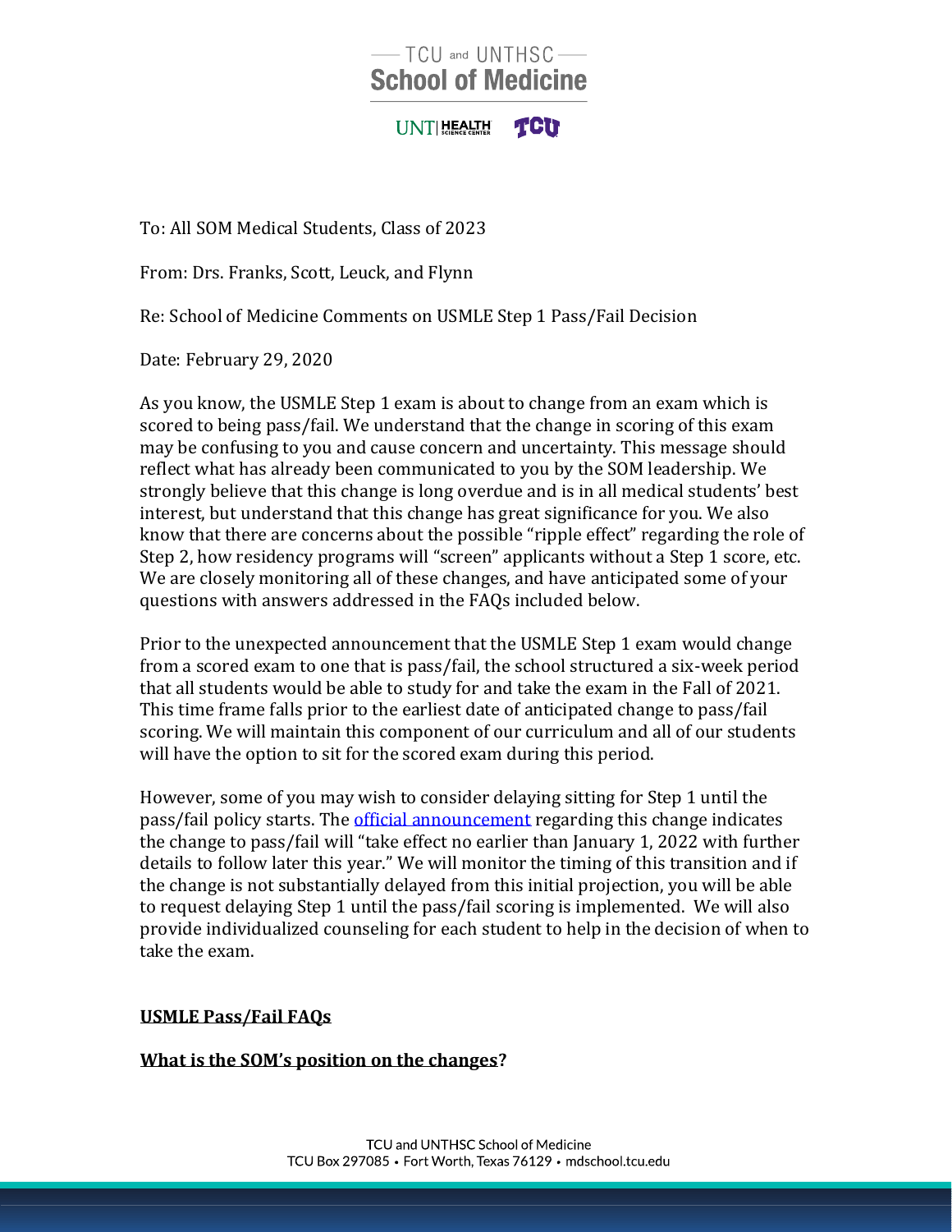TCU and UNTHSC
**School of Medicine**

UNT | HEALTH SCIENCE CENTER    TCU

To: All SOM Medical Students, Class of 2023

From: Drs. Franks, Scott, Leuck, and Flynn

Re: School of Medicine Comments on USMLE Step 1 Pass/Fail Decision

Date: February 29, 2020

As you know, the USMLE Step 1 exam is about to change from an exam which is scored to being pass/fail. We understand that the change in scoring of this exam may be confusing to you and cause concern and uncertainty. This message should reflect what has already been communicated to you by the SOM leadership. We strongly believe that this change is long overdue and is in all medical students' best interest, but understand that this change has great significance for you. We also know that there are concerns about the possible "ripple effect" regarding the role of Step 2, how residency programs will "screen" applicants without a Step 1 score, etc. We are closely monitoring all of these changes, and have anticipated some of your questions with answers addressed in the FAQs included below.

Prior to the unexpected announcement that the USMLE Step 1 exam would change from a scored exam to one that is pass/fail, the school structured a six-week period that all students would be able to study for and take the exam in the Fall of 2021. This time frame falls prior to the earliest date of anticipated change to pass/fail scoring. We will maintain this component of our curriculum and all of our students will have the option to sit for the scored exam during this period.

However, some of you may wish to consider delaying sitting for Step 1 until the pass/fail policy starts. The official announcement regarding this change indicates the change to pass/fail will "take effect no earlier than January 1, 2022 with further details to follow later this year." We will monitor the timing of this transition and if the change is not substantially delayed from this initial projection, you will be able to request delaying Step 1 until the pass/fail scoring is implemented. We will also provide individualized counseling for each student to help in the decision of when to take the exam.

## USMLE Pass/Fail FAQs

### What is the SOM's position on the changes?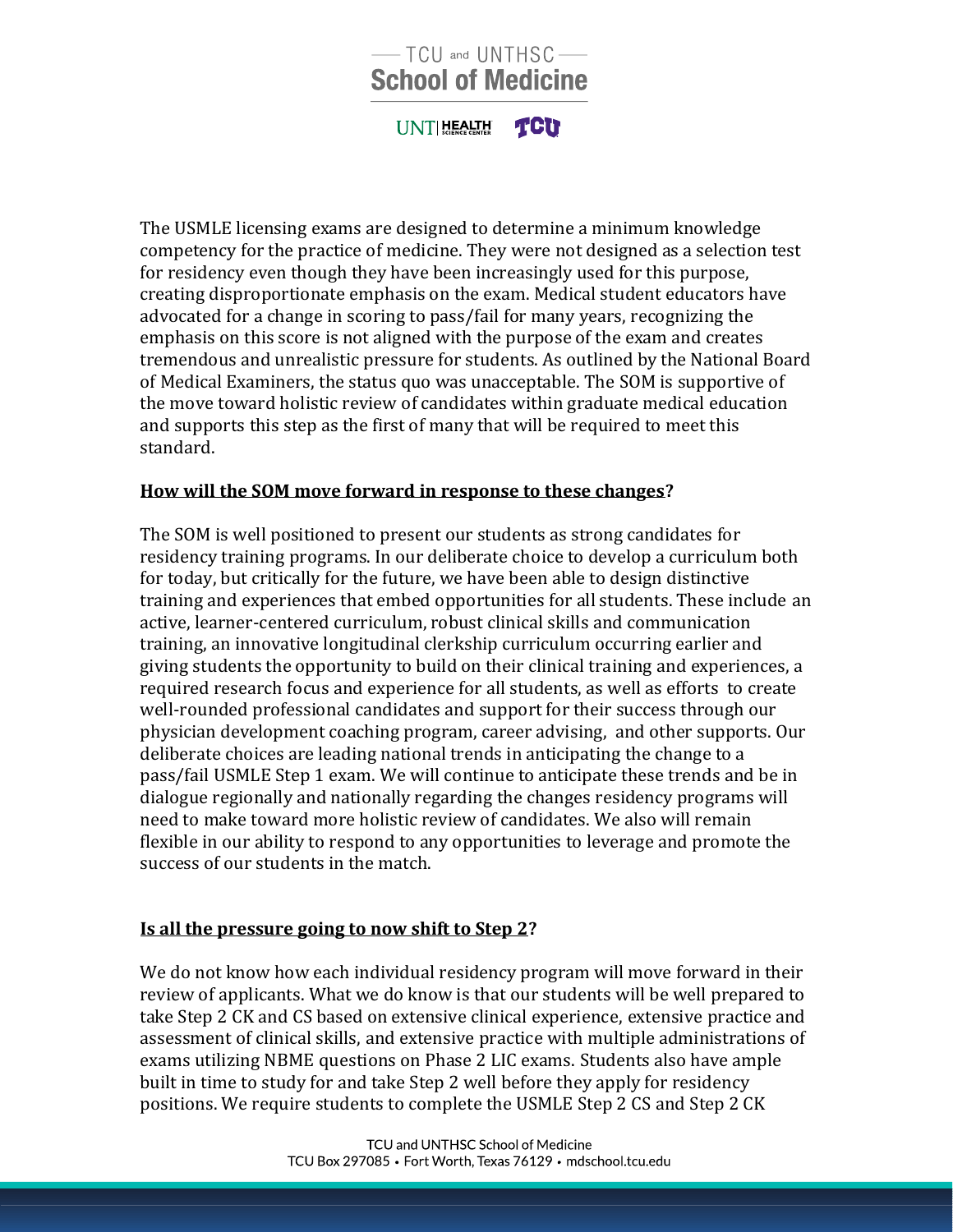The USMLE licensing exams are designed to determine a minimum knowledge competency for the practice of medicine. They were not designed as a selection test for residency even though they have been increasingly used for this purpose, creating disproportionate emphasis on the exam. Medical student educators have advocated for a change in scoring to pass/fail for many years, recognizing the emphasis on this score is not aligned with the purpose of the exam and creates tremendous and unrealistic pressure for students. As outlined by the National Board of Medical Examiners, the status quo was unacceptable. The SOM is supportive of the move toward holistic review of candidates within graduate medical education and supports this step as the first of many that will be required to meet this standard.

**<u>How will the SOM move forward in response to these changes</u>?**

The SOM is well positioned to present our students as strong candidates for residency training programs. In our deliberate choice to develop a curriculum both for today, but critically for the future, we have been able to design distinctive training and experiences that embed opportunities for all students. These include an active, learner-centered curriculum, robust clinical skills and communication training, an innovative longitudinal clerkship curriculum occurring earlier and giving students the opportunity to build on their clinical training and experiences, a required research focus and experience for all students, as well as efforts to create well-rounded professional candidates and support for their success through our physician development coaching program, career advising, and other supports. Our deliberate choices are leading national trends in anticipating the change to a pass/fail USMLE Step 1 exam. We will continue to anticipate these trends and be in dialogue regionally and nationally regarding the changes residency programs will need to make toward more holistic review of candidates. We also will remain flexible in our ability to respond to any opportunities to leverage and promote the success of our students in the match.

**<u>Is all the pressure going to now shift to Step 2</u>?**

We do not know how each individual residency program will move forward in their review of applicants. What we do know is that our students will be well prepared to take Step 2 CK and CS based on extensive clinical experience, extensive practice and assessment of clinical skills, and extensive practice with multiple administrations of exams utilizing NBME questions on Phase 2 LIC exams. Students also have ample built in time to study for and take Step 2 well before they apply for residency positions. We require students to complete the USMLE Step 2 CS and Step 2 CK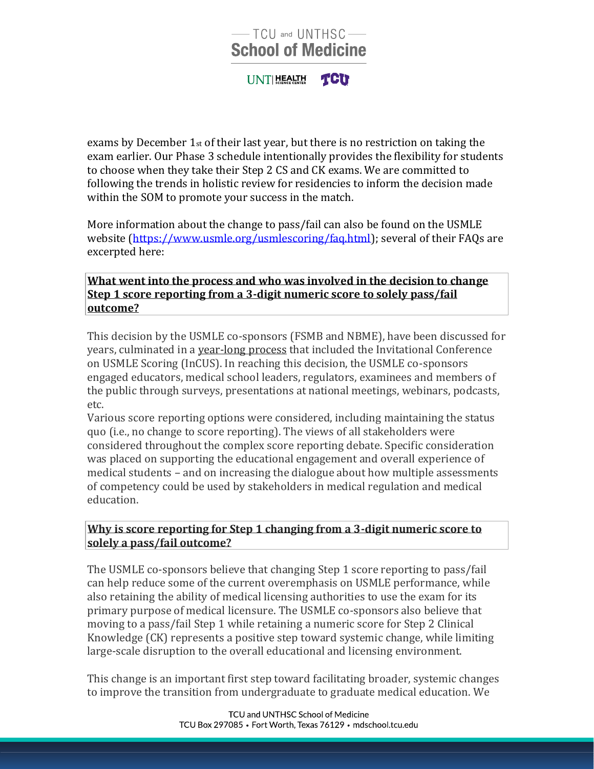exams by December 1st of their last year, but there is no restriction on taking the exam earlier. Our Phase 3 schedule intentionally provides the flexibility for students to choose when they take their Step 2 CS and CK exams. We are committed to following the trends in holistic review for residencies to inform the decision made within the SOM to promote your success in the match.

More information about the change to pass/fail can also be found on the USMLE website (https://www.usmle.org/usmlescoring/faq.html); several of their FAQs are excerpted here:

**What went into the process and who was involved in the decision to change Step 1 score reporting from a 3-digit numeric score to solely pass/fail outcome?**

This decision by the USMLE co-sponsors (FSMB and NBME), have been discussed for years, culminated in a year-long process that included the Invitational Conference on USMLE Scoring (InCUS). In reaching this decision, the USMLE co-sponsors engaged educators, medical school leaders, regulators, examinees and members of the public through surveys, presentations at national meetings, webinars, podcasts, etc.

Various score reporting options were considered, including maintaining the status quo (i.e., no change to score reporting). The views of all stakeholders were considered throughout the complex score reporting debate. Specific consideration was placed on supporting the educational engagement and overall experience of medical students – and on increasing the dialogue about how multiple assessments of competency could be used by stakeholders in medical regulation and medical education.

**Why is score reporting for Step 1 changing from a 3-digit numeric score to solely a pass/fail outcome?**

The USMLE co-sponsors believe that changing Step 1 score reporting to pass/fail can help reduce some of the current overemphasis on USMLE performance, while also retaining the ability of medical licensing authorities to use the exam for its primary purpose of medical licensure. The USMLE co-sponsors also believe that moving to a pass/fail Step 1 while retaining a numeric score for Step 2 Clinical Knowledge (CK) represents a positive step toward systemic change, while limiting large-scale disruption to the overall educational and licensing environment.

This change is an important first step toward facilitating broader, systemic changes to improve the transition from undergraduate to graduate medical education. We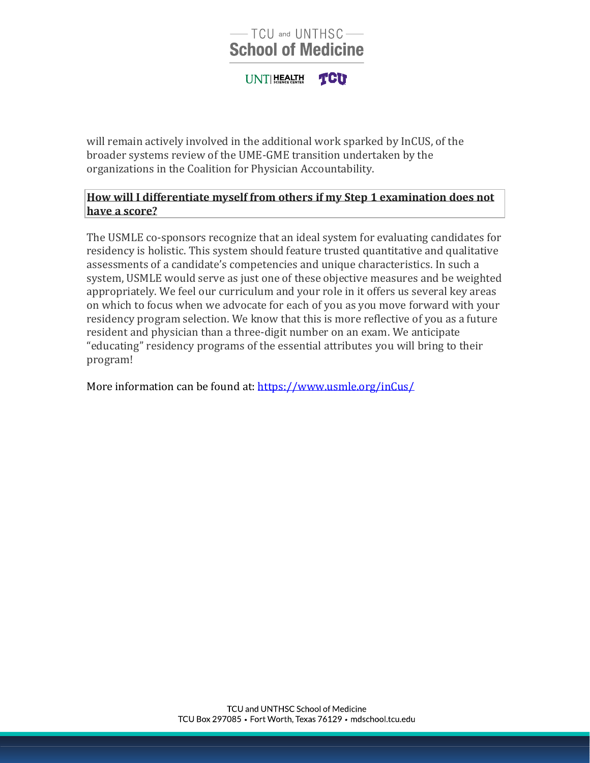will remain actively involved in the additional work sparked by InCUS, of the broader systems review of the UME-GME transition undertaken by the organizations in the Coalition for Physician Accountability.

**How will I differentiate myself from others if my Step 1 examination does not have a score?**

The USMLE co-sponsors recognize that an ideal system for evaluating candidates for residency is holistic. This system should feature trusted quantitative and qualitative assessments of a candidate's competencies and unique characteristics. In such a system, USMLE would serve as just one of these objective measures and be weighted appropriately. We feel our curriculum and your role in it offers us several key areas on which to focus when we advocate for each of you as you move forward with your residency program selection. We know that this is more reflective of you as a future resident and physician than a three-digit number on an exam. We anticipate "educating" residency programs of the essential attributes you will bring to their program!

More information can be found at: [https://www.usmle.org/inCus/](https://www.usmle.org/inCus/)